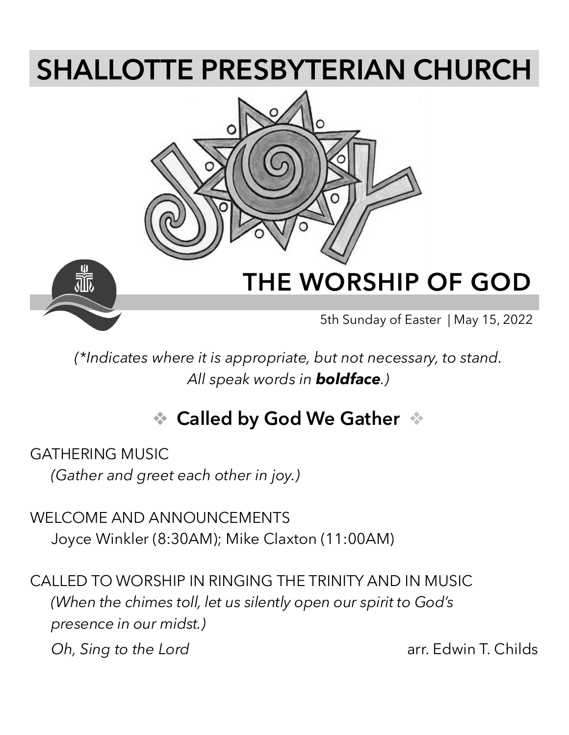# SHALLOTTE PRESBYTERIAN CHURCH

## THE WORSHIP OF GOD

5th Sunday of Easter | May 15, 2022

*(\*Indicates where it is appropriate, but not necessary, to stand. All speak words in* ***boldface****.)*

### ❖ Called by God We Gather ❖

GATHERING MUSIC

*(Gather and greet each other in joy.)*

WELCOME AND ANNOUNCEMENTS

Joyce Winkler (8:30AM); Mike Claxton (11:00AM)

CALLED TO WORSHIP IN RINGING THE TRINITY AND IN MUSIC

*(When the chimes toll, let us silently open our spirit to God's presence in our midst.)*

*Oh, Sing to the Lord* arr. Edwin T. Childs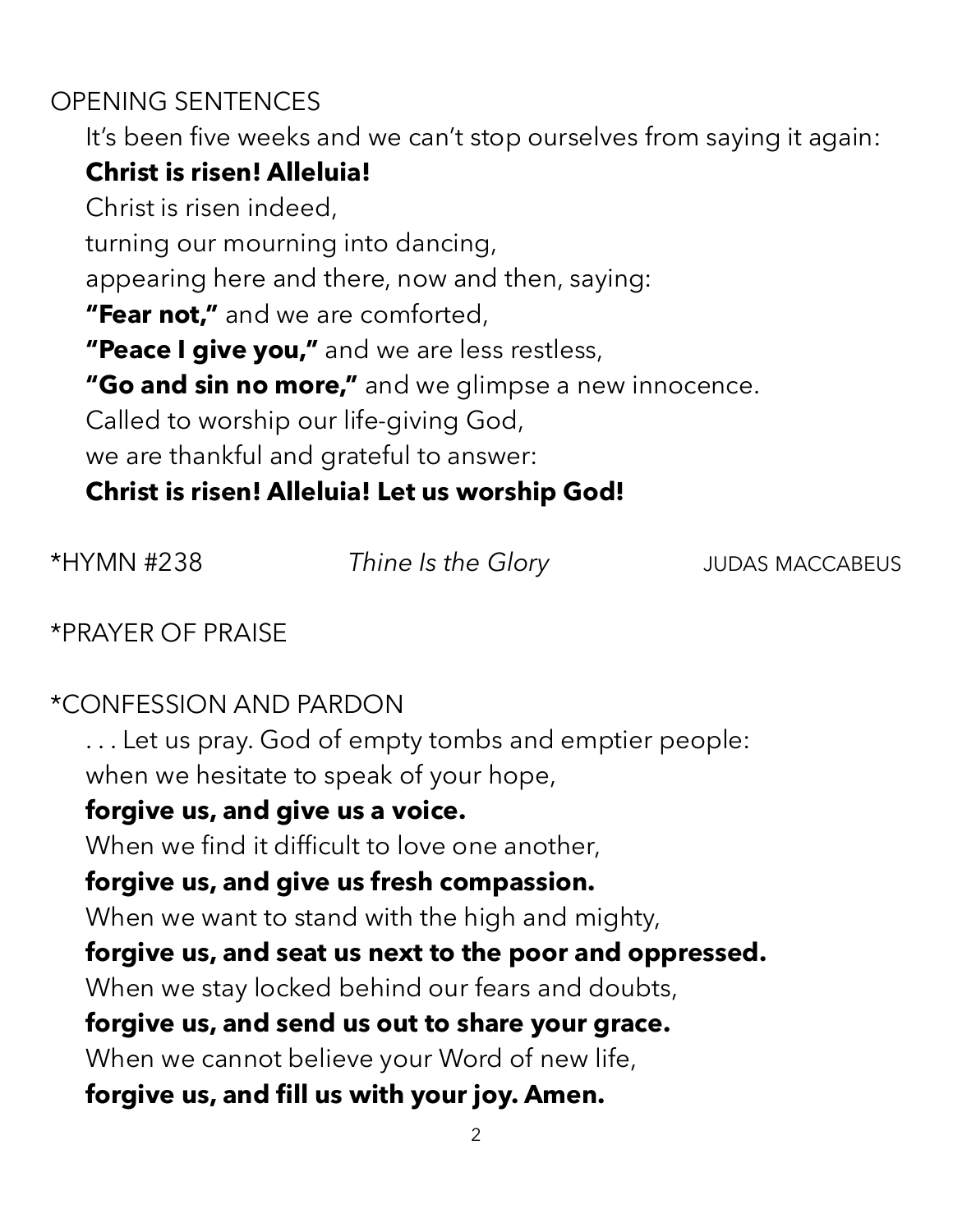## OPENING SENTENCES

It's been five weeks and we can't stop ourselves from saying it again:
**Christ is risen! Alleluia!**
Christ is risen indeed,
turning our mourning into dancing,
appearing here and there, now and then, saying:
**"Fear not,"** and we are comforted,
**"Peace I give you,"** and we are less restless,
**"Go and sin no more,"** and we glimpse a new innocence.
Called to worship our life-giving God,
we are thankful and grateful to answer:
**Christ is risen! Alleluia! Let us worship God!**

## *HYMN #238 — *Thine Is the Glory* — JUDAS MACCABEUS

## *PRAYER OF PRAISE

## *CONFESSION AND PARDON

. . . Let us pray. God of empty tombs and emptier people:
when we hesitate to speak of your hope,
**forgive us, and give us a voice.**
When we find it difficult to love one another,
**forgive us, and give us fresh compassion.**
When we want to stand with the high and mighty,
**forgive us, and seat us next to the poor and oppressed.**
When we stay locked behind our fears and doubts,
**forgive us, and send us out to share your grace.**
When we cannot believe your Word of new life,
**forgive us, and fill us with your joy. Amen.**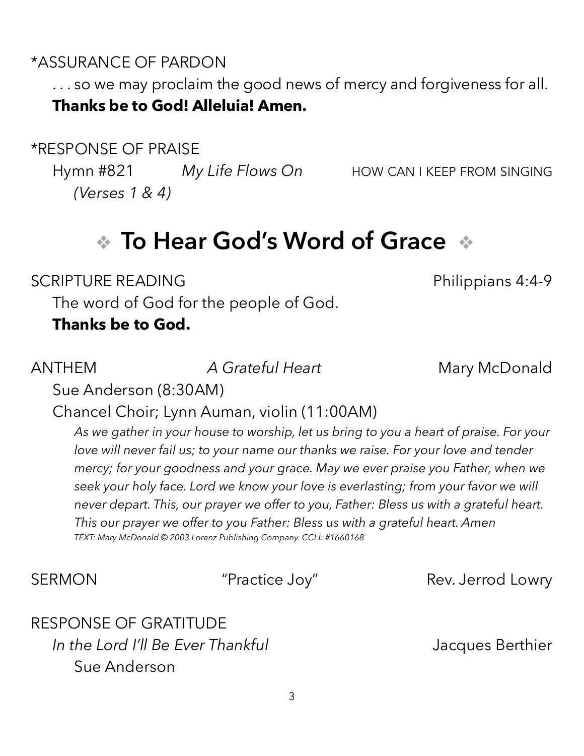*ASSURANCE OF PARDON

. . . so we may proclaim the good news of mercy and forgiveness for all.
**Thanks be to God! Alleluia! Amen.**

*RESPONSE OF PRAISE

Hymn #821 *My Life Flows On* HOW CAN I KEEP FROM SINGING
*(Verses 1 & 4)*

## ❖ To Hear God's Word of Grace ❖

SCRIPTURE READING Philippians 4:4-9

The word of God for the people of God.
**Thanks be to God.**

ANTHEM *A Grateful Heart* Mary McDonald

Sue Anderson (8:30AM)

Chancel Choir; Lynn Auman, violin (11:00AM)

*As we gather in your house to worship, let us bring to you a heart of praise. For your love will never fail us; to your name our thanks we raise. For your love and tender mercy; for your goodness and your grace. May we ever praise you Father, when we seek your holy face. Lord we know your love is everlasting; from your favor we will never depart. This, our prayer we offer to you, Father: Bless us with a grateful heart. This our prayer we offer to you Father: Bless us with a grateful heart. Amen*

*TEXT: Mary McDonald © 2003 Lorenz Publishing Company. CCLI: #1660168*

SERMON "Practice Joy" Rev. Jerrod Lowry

RESPONSE OF GRATITUDE

*In the Lord I'll Be Ever Thankful* Jacques Berthier

Sue Anderson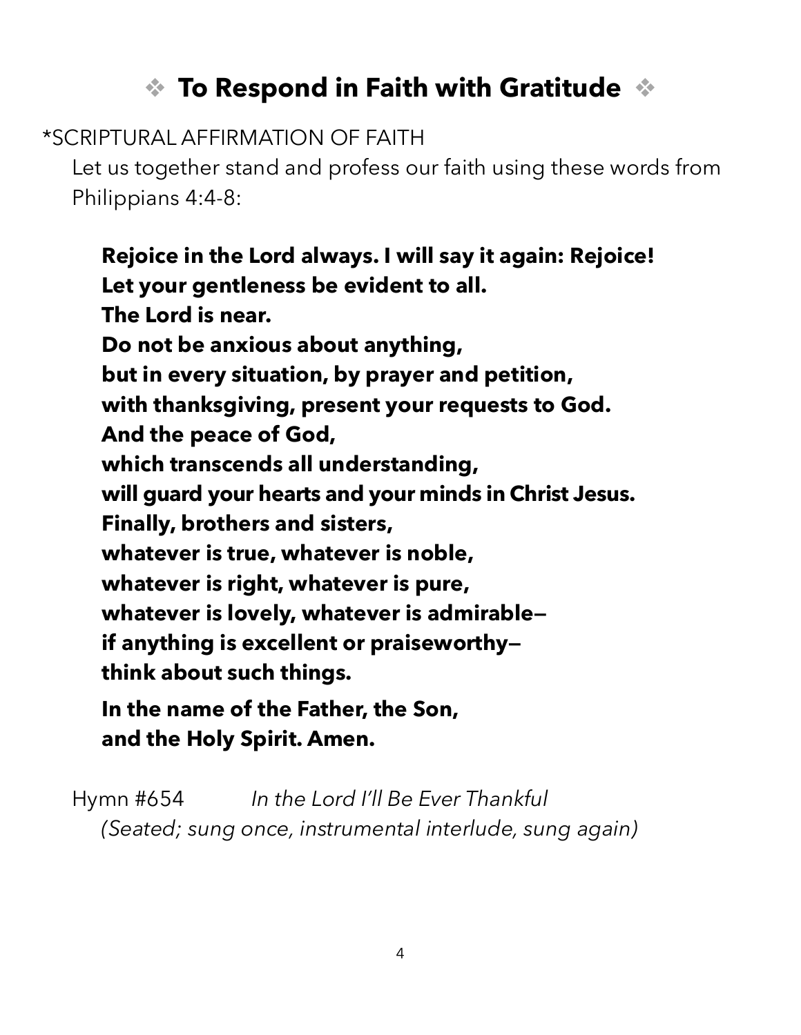## ❖ To Respond in Faith with Gratitude ❖

*SCRIPTURAL AFFIRMATION OF FAITH

Let us together stand and profess our faith using these words from Philippians 4:4-8:

**Rejoice in the Lord always. I will say it again: Rejoice!**
**Let your gentleness be evident to all.**
**The Lord is near.**
**Do not be anxious about anything,**
**but in every situation, by prayer and petition,**
**with thanksgiving, present your requests to God.**
**And the peace of God,**
**which transcends all understanding,**
**will guard your hearts and your minds in Christ Jesus.**
**Finally, brothers and sisters,**
**whatever is true, whatever is noble,**
**whatever is right, whatever is pure,**
**whatever is lovely, whatever is admirable—**
**if anything is excellent or praiseworthy—**
**think about such things.**

**In the name of the Father, the Son,**
**and the Holy Spirit. Amen.**

Hymn #654 *In the Lord I'll Be Ever Thankful*
*(Seated; sung once, instrumental interlude, sung again)*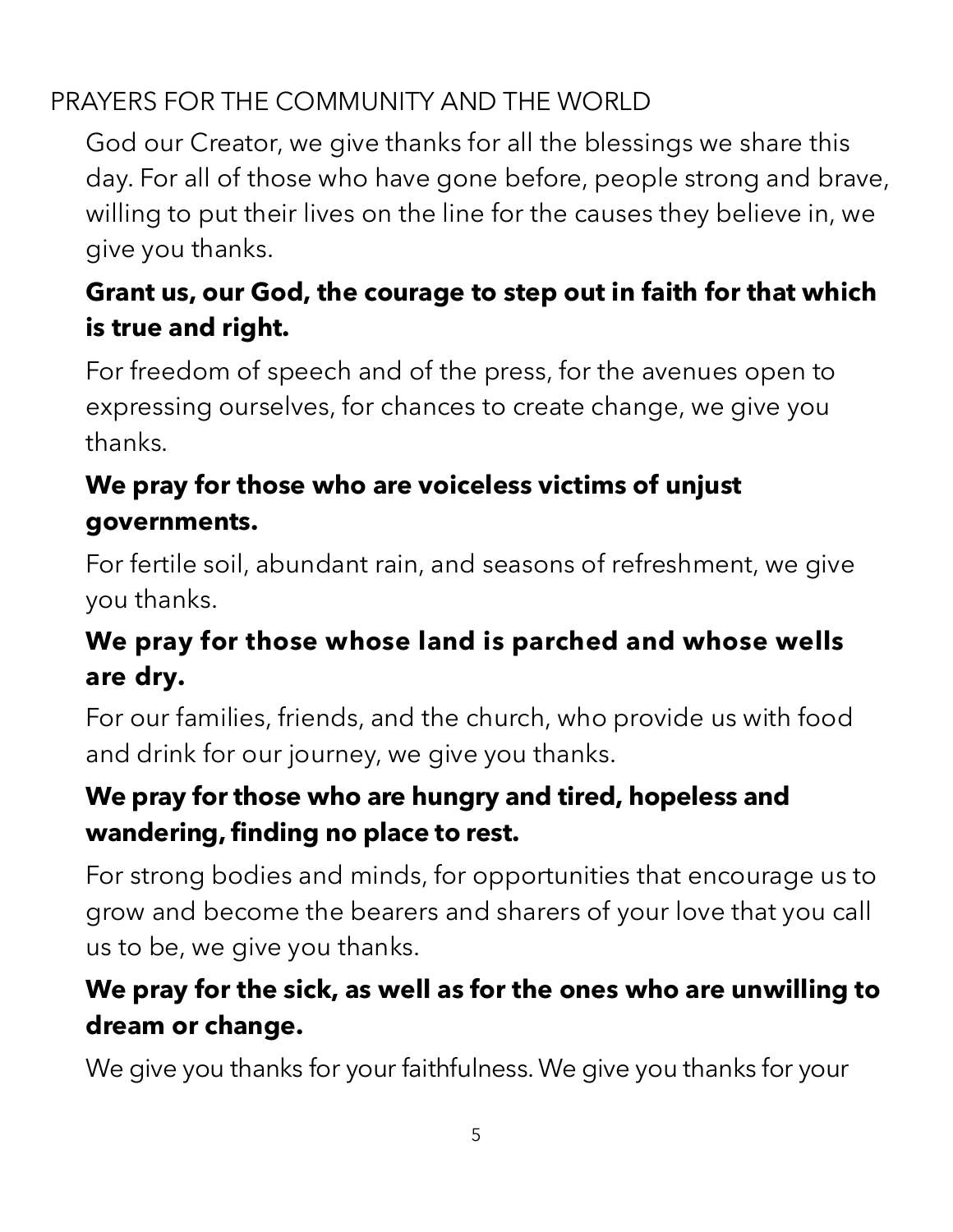## PRAYERS FOR THE COMMUNITY AND THE WORLD

God our Creator, we give thanks for all the blessings we share this day. For all of those who have gone before, people strong and brave, willing to put their lives on the line for the causes they believe in, we give you thanks.

**Grant us, our God, the courage to step out in faith for that which is true and right.**

For freedom of speech and of the press, for the avenues open to expressing ourselves, for chances to create change, we give you thanks.

**We pray for those who are voiceless victims of unjust governments.**

For fertile soil, abundant rain, and seasons of refreshment, we give you thanks.

**We pray for those whose land is parched and whose wells are dry.**

For our families, friends, and the church, who provide us with food and drink for our journey, we give you thanks.

**We pray for those who are hungry and tired, hopeless and wandering, finding no place to rest.**

For strong bodies and minds, for opportunities that encourage us to grow and become the bearers and sharers of your love that you call us to be, we give you thanks.

**We pray for the sick, as well as for the ones who are unwilling to dream or change.**

We give you thanks for your faithfulness. We give you thanks for your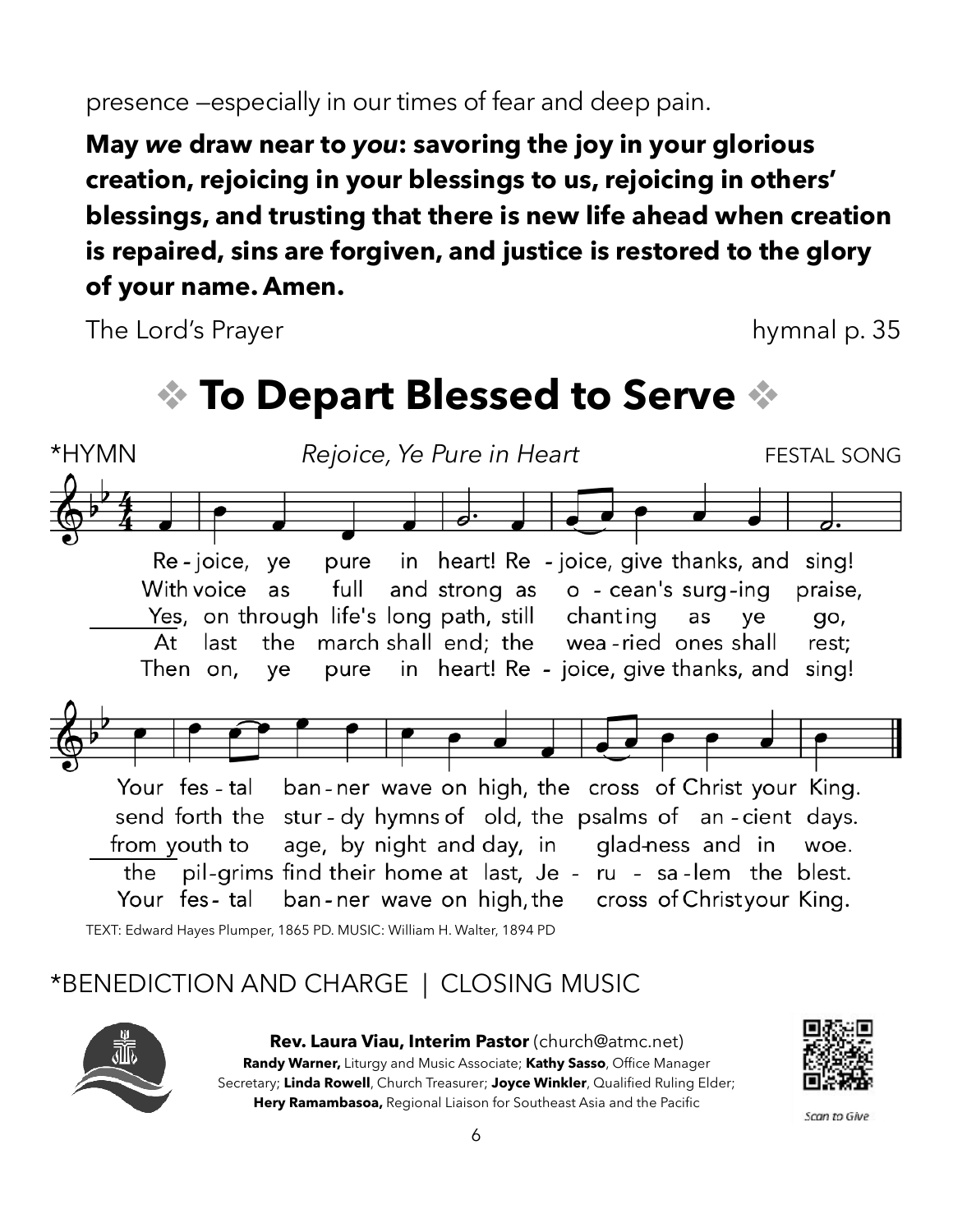presence –especially in our times of fear and deep pain.

**May *we* draw near to *you*: savoring the joy in your glorious creation, rejoicing in your blessings to us, rejoicing in others' blessings, and trusting that there is new life ahead when creation is repaired, sins are forgiven, and justice is restored to the glory of your name. Amen.**

The Lord's Prayer hymnal p. 35

# ❖ To Depart Blessed to Serve ❖

*HYMN *Rejoice, Ye Pure in Heart* FESTAL SONG

Rejoice, ye pure in heart! Rejoice, give thanks, and sing!
Your festal banner wave on high, the cross of Christ your King.

With voice as full and strong as ocean's surging praise,
send forth the sturdy hymns of old, the psalms of ancient days.

Yes, on through life's long path, still chanting as ye go,
from youth to age, by night and day, in gladness and in woe.

At last the march shall end; the wearied ones shall rest;
the pilgrims find their home at last, Jerusalem the blest.

Then on, ye pure in heart! Rejoice, give thanks, and sing!
Your festal banner wave on high, the cross of Christ your King.

TEXT: Edward Hayes Plumper, 1865 PD. MUSIC: William H. Walter, 1894 PD

*BENEDICTION AND CHARGE | CLOSING MUSIC

**Rev. Laura Viau, Interim Pastor** (church@atmc.net)
**Randy Warner,** Liturgy and Music Associate; **Kathy Sasso**, Office Manager Secretary; **Linda Rowell**, Church Treasurer; **Joyce Winkler**, Qualified Ruling Elder; **Hery Ramambasoa,** Regional Liaison for Southeast Asia and the Pacific

Scan to Give